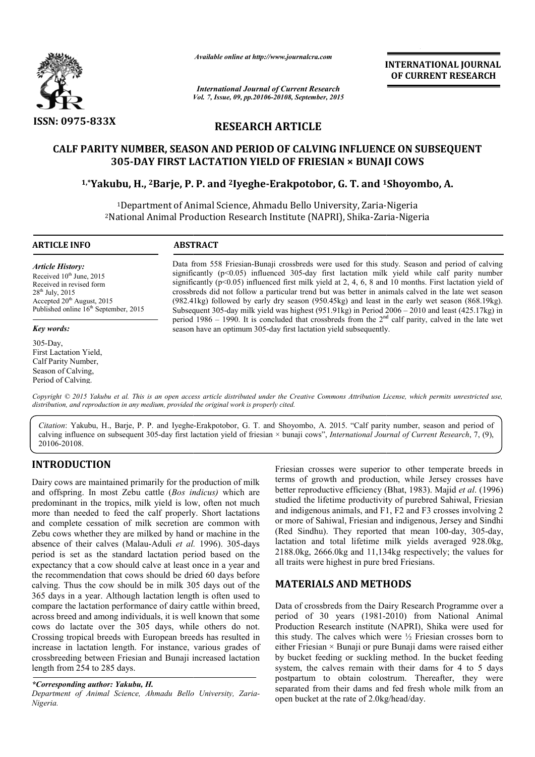ISSN: 0975-833X

*Available online at http://www.journalcra.com*

*International Journal of Current Research*
*Vol. 7, Issue, 09, pp.20106-20108, September, 2015*

**INTERNATIONAL JOURNAL OF CURRENT RESEARCH**

## RESEARCH ARTICLE

# CALF PARITY NUMBER, SEASON AND PERIOD OF CALVING INFLUENCE ON SUBSEQUENT 305-DAY FIRST LACTATION YIELD OF FRIESIAN × BUNAJI COWS

**[1,*]Yakubu, H., [2]Barje, P. P. and [2]Iyeghe-Erakpotobor, G. T. and [1]Shoyombo, A.**

[1]Department of Animal Science, Ahmadu Bello University, Zaria-Nigeria
[2]National Animal Production Research Institute (NAPRI), Shika-Zaria-Nigeria

**ARTICLE INFO**

*Article History:*
Received 10th June, 2015
Received in revised form 28th July, 2015
Accepted 20th August, 2015
Published online 16th September, 2015

*Key words:*
305-Day,
First Lactation Yield,
Calf Parity Number,
Season of Calving,
Period of Calving.

**ABSTRACT**

Data from 558 Friesian-Bunaji crossbreds were used for this study. Season and period of calving significantly ($p<0.05$) influenced 305-day first lactation milk yield while calf parity number significantly ($p<0.05$) influenced first milk yield at 2, 4, 6, 8 and 10 months. First lactation yield of crossbreds did not follow a particular trend but was better in animals calved in the late wet season (982.41kg) followed by early dry season (950.45kg) and least in the early wet season (868.19kg). Subsequent 305-day milk yield was highest (951.91kg) in Period 2006 – 2010 and least (425.17kg) in period 1986 – 1990. It is concluded that crossbreds from the 2nd calf parity, calved in the late wet season have an optimum 305-day first lactation yield subsequently.

*Copyright © 2015 Yakubu et al. This is an open access article distributed under the Creative Commons Attribution License, which permits unrestricted use, distribution, and reproduction in any medium, provided the original work is properly cited.*

*Citation*: Yakubu, H., Barje, P. P. and Iyeghe-Erakpotobor, G. T. and Shoyombo, A. 2015. "Calf parity number, season and period of calving influence on subsequent 305-day first lactation yield of friesian × bunaji cows", *International Journal of Current Research*, 7, (9), 20106-20108.

## INTRODUCTION

Dairy cows are maintained primarily for the production of milk and offspring. In most Zebu cattle (*Bos indicus)* which are predominant in the tropics, milk yield is low, often not much more than needed to feed the calf properly. Short lactations and complete cessation of milk secretion are common with Zebu cows whether they are milked by hand or machine in the absence of their calves (Malau-Aduli *et al.* 1996). 305-days period is set as the standard lactation period based on the expectancy that a cow should calve at least once in a year and the recommendation that cows should be dried 60 days before calving. Thus the cow should be in milk 305 days out of the 365 days in a year. Although lactation length is often used to compare the lactation performance of dairy cattle within breed, across breed and among individuals, it is well known that some cows do lactate over the 305 days, while others do not. Crossing tropical breeds with European breeds has resulted in increase in lactation length. For instance, various grades of crossbreeding between Friesian and Bunaji increased lactation length from 254 to 285 days.

Friesian crosses were superior to other temperate breeds in terms of growth and production, while Jersey crosses have better reproductive efficiency (Bhat, 1983). Majid *et al*. (1996) studied the lifetime productivity of purebred Sahiwal, Friesian and indigenous animals, and F1, F2 and F3 crosses involving 2 or more of Sahiwal, Friesian and indigenous, Jersey and Sindhi (Red Sindhu). They reported that mean 100-day, 305-day, lactation and total lifetime milk yields averaged 928.0kg, 2188.0kg, 2666.0kg and 11,134kg respectively; the values for all traits were highest in pure bred Friesians.

## MATERIALS AND METHODS

Data of crossbreds from the Dairy Research Programme over a period of 30 years (1981-2010) from National Animal Production Research institute (NAPRI), Shika were used for this study. The calves which were ½ Friesian crosses born to either Friesian × Bunaji or pure Bunaji dams were raised either by bucket feeding or suckling method. In the bucket feeding system, the calves remain with their dams for 4 to 5 days postpartum to obtain colostrum. Thereafter, they were separated from their dams and fed fresh whole milk from an open bucket at the rate of 2.0kg/head/day.

*\*Corresponding author: Yakubu, H.*
*Department of Animal Science, Ahmadu Bello University, Zaria-Nigeria.*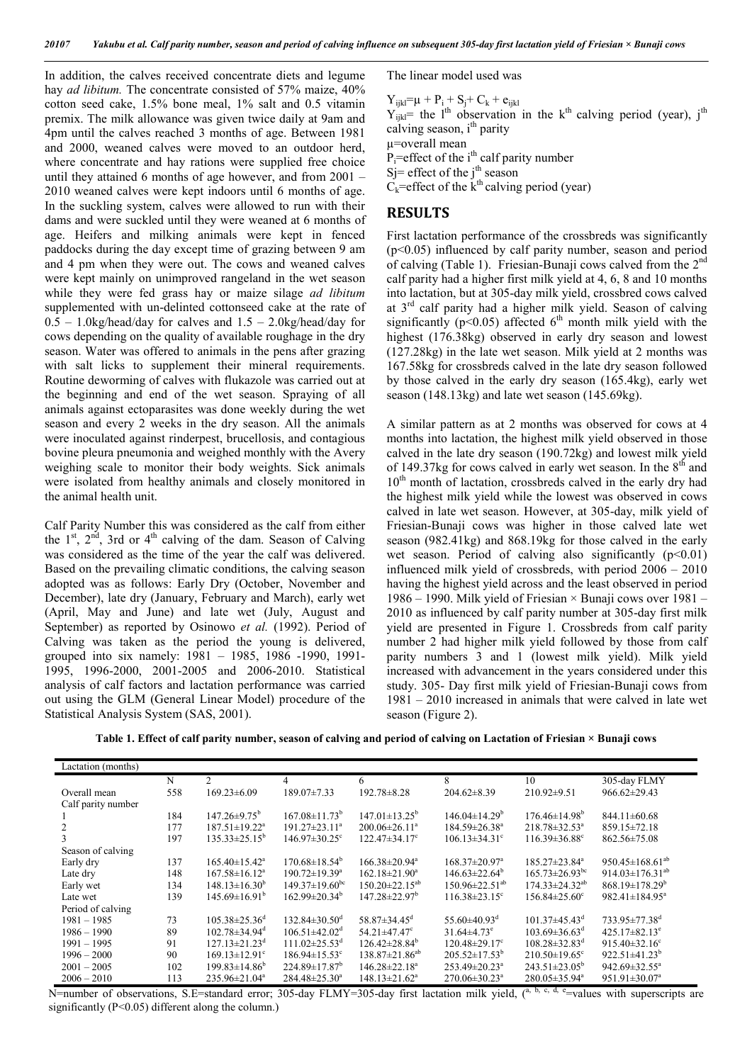In addition, the calves received concentrate diets and legume hay *ad libitum.* The concentrate consisted of 57% maize, 40% cotton seed cake, 1.5% bone meal, 1% salt and 0.5 vitamin premix. The milk allowance was given twice daily at 9am and 4pm until the calves reached 3 months of age. Between 1981 and 2000, weaned calves were moved to an outdoor herd, where concentrate and hay rations were supplied free choice until they attained 6 months of age however, and from 2001 – 2010 weaned calves were kept indoors until 6 months of age. In the suckling system, calves were allowed to run with their dams and were suckled until they were weaned at 6 months of age. Heifers and milking animals were kept in fenced paddocks during the day except time of grazing between 9 am and 4 pm when they were out. The cows and weaned calves were kept mainly on unimproved rangeland in the wet season while they were fed grass hay or maize silage *ad libitum* supplemented with un-delinted cottonseed cake at the rate of 0.5 – 1.0kg/head/day for calves and 1.5 – 2.0kg/head/day for cows depending on the quality of available roughage in the dry season. Water was offered to animals in the pens after grazing with salt licks to supplement their mineral requirements. Routine deworming of calves with flukazole was carried out at the beginning and end of the wet season. Spraying of all animals against ectoparasites was done weekly during the wet season and every 2 weeks in the dry season. All the animals were inoculated against rinderpest, brucellosis, and contagious bovine pleura pneumonia and weighed monthly with the Avery weighing scale to monitor their body weights. Sick animals were isolated from healthy animals and closely monitored in the animal health unit.

Calf Parity Number this was considered as the calf from either the 1st, 2nd, 3rd or 4th calving of the dam. Season of Calving was considered as the time of the year the calf was delivered. Based on the prevailing climatic conditions, the calving season adopted was as follows: Early Dry (October, November and December), late dry (January, February and March), early wet (April, May and June) and late wet (July, August and September) as reported by Osinowo *et al.* (1992). Period of Calving was taken as the period the young is delivered, grouped into six namely: 1981 – 1985, 1986 -1990, 1991-1995, 1996-2000, 2001-2005 and 2006-2010. Statistical analysis of calf factors and lactation performance was carried out using the GLM (General Linear Model) procedure of the Statistical Analysis System (SAS, 2001).

The linear model used was

$$Y_{ijkl}=\mu + P_i + S_j + C_k + e_{ijkl}$$

$Y_{ijkl}$= the $l^{th}$ observation in the $k^{th}$ calving period (year), $j^{th}$ calving season, $i^{th}$ parity

$\mu$=overall mean

$P_i$=effect of the $i^{th}$ calf parity number

$S_j$= effect of the $j^{th}$ season

$C_k$=effect of the $k^{th}$ calving period (year)

## RESULTS

First lactation performance of the crossbreds was significantly ($p<0.05$) influenced by calf parity number, season and period of calving (Table 1). Friesian-Bunaji cows calved from the 2nd calf parity had a higher first milk yield at 4, 6, 8 and 10 months into lactation, but at 305-day milk yield, crossbred cows calved at 3rd calf parity had a higher milk yield. Season of calving significantly ($p<0.05$) affected 6th month milk yield with the highest (176.38kg) observed in early dry season and lowest (127.28kg) in the late wet season. Milk yield at 2 months was 167.58kg for crossbreds calved in the late dry season followed by those calved in the early dry season (165.4kg), early wet season (148.13kg) and late wet season (145.69kg).

A similar pattern as at 2 months was observed for cows at 4 months into lactation, the highest milk yield observed in those calved in the late dry season (190.72kg) and lowest milk yield of 149.37kg for cows calved in early wet season. In the 8th and 10th month of lactation, crossbreds calved in the early dry had the highest milk yield while the lowest was observed in cows calved in late wet season. However, at 305-day, milk yield of Friesian-Bunaji cows was higher in those calved late wet season (982.41kg) and 868.19kg for those calved in the early wet season. Period of calving also significantly ($p<0.01$) influenced milk yield of crossbreds, with period 2006 – 2010 having the highest yield across and the least observed in period 1986 – 1990. Milk yield of Friesian × Bunaji cows over 1981 – 2010 as influenced by calf parity number at 305-day first milk yield are presented in Figure 1. Crossbreds from calf parity number 2 had higher milk yield followed by those from calf parity numbers 3 and 1 (lowest milk yield). Milk yield increased with advancement in the years considered under this study. 305- Day first milk yield of Friesian-Bunaji cows from 1981 – 2010 increased in animals that were calved in late wet season (Figure 2).

**Table 1. Effect of calf parity number, season of calving and period of calving on Lactation of Friesian × Bunaji cows**

| Lactation (months) | | | | | | | |
|---|---|---|---|---|---|---|---|
| | N | 2 | 4 | 6 | 8 | 10 | 305-day FLMY |
| Overall mean | 558 | 169.23±6.09 | 189.07±7.33 | 192.78±8.28 | 204.62±8.39 | 210.92±9.51 | 966.62±29.43 |
| Calf parity number | | | | | | | |
| 1 | 184 | 147.26±9.75$^b$ | 167.08±11.73$^b$ | 147.01±13.25$^b$ | 146.04±14.29$^b$ | 176.46±14.98$^b$ | 844.11±60.68 |
| 2 | 177 | 187.51±19.22$^a$ | 191.27±23.11$^a$ | 200.06±26.11$^a$ | 184.59±26.38$^a$ | 218.78±32.53$^a$ | 859.15±72.18 |
| 3 | 197 | 135.33±25.15$^b$ | 146.97±30.25$^c$ | 122.47±34.17$^c$ | 106.13±34.31$^c$ | 116.39±36.88$^c$ | 862.56±75.08 |
| Season of calving | | | | | | | |
| Early dry | 137 | 165.40±15.42$^a$ | 170.68±18.54$^b$ | 166.38±20.94$^a$ | 168.37±20.97$^a$ | 185.27±23.84$^a$ | 950.45±168.61$^{ab}$ |
| Late dry | 148 | 167.58±16.12$^a$ | 190.72±19.39$^a$ | 162.18±21.90$^a$ | 146.63±22.64$^b$ | 165.73±26.93$^{bc}$ | 914.03±176.31$^{ab}$ |
| Early wet | 134 | 148.13±16.30$^b$ | 149.37±19.60$^{bc}$ | 150.20±22.15$^{ab}$ | 150.96±22.51$^{ab}$ | 174.33±24.32$^{ab}$ | 868.19±178.29$^b$ |
| Late wet | 139 | 145.69±16.91$^b$ | 162.99±20.34$^b$ | 147.28±22.97$^b$ | 116.38±23.15$^c$ | 156.84±25.60$^c$ | 982.41±184.95$^a$ |
| Period of calving | | | | | | | |
| 1981 – 1985 | 73 | 105.38±25.36$^d$ | 132.84±30.50$^d$ | 58.87±34.45$^d$ | 55.60±40.93$^d$ | 101.37±45.43$^d$ | 733.95±77.38$^d$ |
| 1986 – 1990 | 89 | 102.78±34.94$^d$ | 106.51±42.02$^d$ | 54.21±47.47$^c$ | 31.64±4.73$^e$ | 103.69±36.63$^d$ | 425.17±82.13$^e$ |
| 1991 – 1995 | 91 | 127.13±21.23$^d$ | 111.02±25.53$^d$ | 126.42±28.84$^b$ | 120.48±29.17$^c$ | 108.28±32.83$^d$ | 915.40±32.16$^c$ |
| 1996 – 2000 | 90 | 169.13±12.91$^c$ | 186.94±15.53$^c$ | 138.87±21.86$^{ab}$ | 205.52±17.53$^b$ | 210.50±19.65$^c$ | 922.51±41.23$^b$ |
| 2001 – 2005 | 102 | 199.83±14.86$^b$ | 224.89±17.87$^b$ | 146.28±22.18$^a$ | 253.49±20.23$^a$ | 243.51±23.05$^b$ | 942.69±32.55$^a$ |
| 2006 – 2010 | 113 | 235.96±21.04$^a$ | 284.48±25.30$^a$ | 148.13±21.62$^a$ | 270.06±30.23$^a$ | 280.05±35.94$^a$ | 951.91±30.07$^a$ |

N=number of observations, S.E=standard error; 305-day FLMY=305-day first lactation milk yield, ($^{a, b, c, d, e}$=values with superscripts are significantly (P<0.05) different along the column.)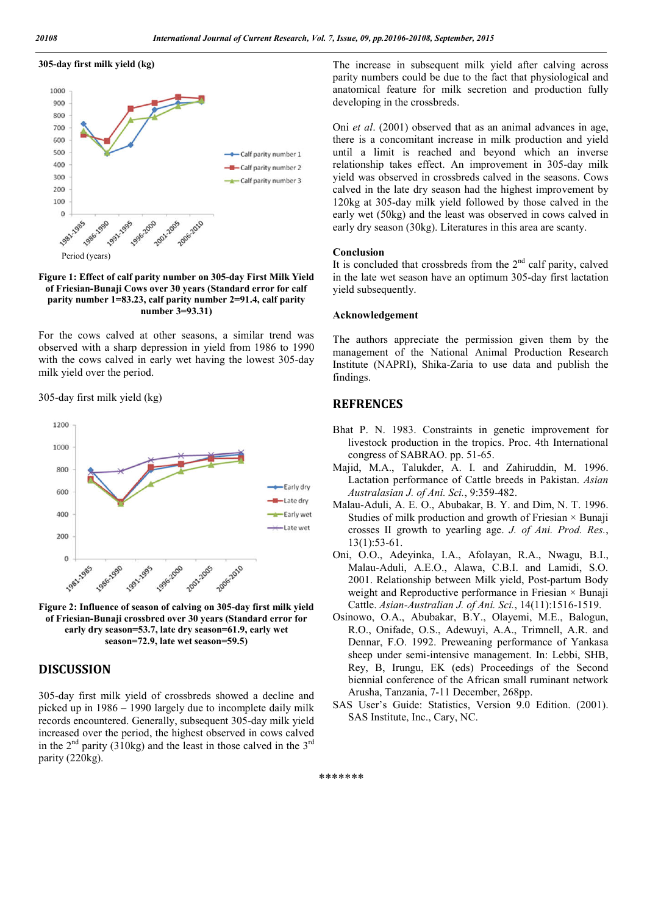305-day first milk yield (kg)

1000
900
800
700
600
500
400
300
200
100
0

1981-1985
1986-1990
1991-1995
1996-2000
2001-2005
2006-2010

Period (years)

Calf parity number 1
Calf parity number 2
Calf parity number 3

**Figure 1: Effect of calf parity number on 305-day First Milk Yield of Friesian-Bunaji Cows over 30 years (Standard error for calf parity number 1=83.23, calf parity number 2=91.4, calf parity number 3=93.31)**

For the cows calved at other seasons, a similar trend was observed with a sharp depression in yield from 1986 to 1990 with the cows calved in early wet having the lowest 305-day milk yield over the period.

305-day first milk yield (kg)

1200
1000
800
600
400
200
0

1981-1985
1986-1990
1991-1995
1996-2000
2001-2005
2006-2010

Early dry
Late dry
Early wet
Late wet

**Figure 2: Influence of season of calving on 305-day first milk yield of Friesian-Bunaji crossbred over 30 years (Standard error for early dry season=53.7, late dry season=61.9, early wet season=72.9, late wet season=59.5)**

## DISCUSSION

305-day first milk yield of crossbreds showed a decline and picked up in 1986 – 1990 largely due to incomplete daily milk records encountered. Generally, subsequent 305-day milk yield increased over the period, the highest observed in cows calved in the 2$^{nd}$ parity (310kg) and the least in those calved in the 3$^{rd}$ parity (220kg).

The increase in subsequent milk yield after calving across parity numbers could be due to the fact that physiological and anatomical feature for milk secretion and production fully developing in the crossbreds.

Oni *et al*. (2001) observed that as an animal advances in age, there is a concomitant increase in milk production and yield until a limit is reached and beyond which an inverse relationship takes effect. An improvement in 305-day milk yield was observed in crossbreds calved in the seasons. Cows calved in the late dry season had the highest improvement by 120kg at 305-day milk yield followed by those calved in the early wet (50kg) and the least was observed in cows calved in early dry season (30kg). Literatures in this area are scanty.

### Conclusion

It is concluded that crossbreds from the 2$^{nd}$ calf parity, calved in the late wet season have an optimum 305-day first lactation yield subsequently.

### Acknowledgement

The authors appreciate the permission given them by the management of the National Animal Production Research Institute (NAPRI), Shika-Zaria to use data and publish the findings.

## REFRENCES

Bhat P. N. 1983. Constraints in genetic improvement for livestock production in the tropics. Proc. 4th International congress of SABRAO. pp. 51-65.

Majid, M.A., Talukder, A. I. and Zahiruddin, M. 1996. Lactation performance of Cattle breeds in Pakistan. *Asian Australasian J. of Ani. Sci.*, 9:359-482.

Malau-Aduli, A. E. O., Abubakar, B. Y. and Dim, N. T. 1996. Studies of milk production and growth of Friesian × Bunaji crosses II growth to yearling age. *J. of Ani. Prod. Res.*, 13(1):53-61.

Oni, O.O., Adeyinka, I.A., Afolayan, R.A., Nwagu, B.I., Malau-Aduli, A.E.O., Alawa, C.B.I. and Lamidi, S.O. 2001. Relationship between Milk yield, Post-partum Body weight and Reproductive performance in Friesian × Bunaji Cattle. *Asian-Australian J. of Ani. Sci.*, 14(11):1516-1519.

Osinowo, O.A., Abubakar, B.Y., Olayemi, M.E., Balogun, R.O., Onifade, O.S., Adewuyi, A.A., Trimnell, A.R. and Dennar, F.O. 1992. Preweaning performance of Yankasa sheep under semi-intensive management. In: Lebbi, SHB, Rey, B, Irungu, EK (eds) Proceedings of the Second biennial conference of the African small ruminant network Arusha, Tanzania, 7-11 December, 268pp.

SAS User's Guide: Statistics, Version 9.0 Edition. (2001). SAS Institute, Inc., Cary, NC.

*******